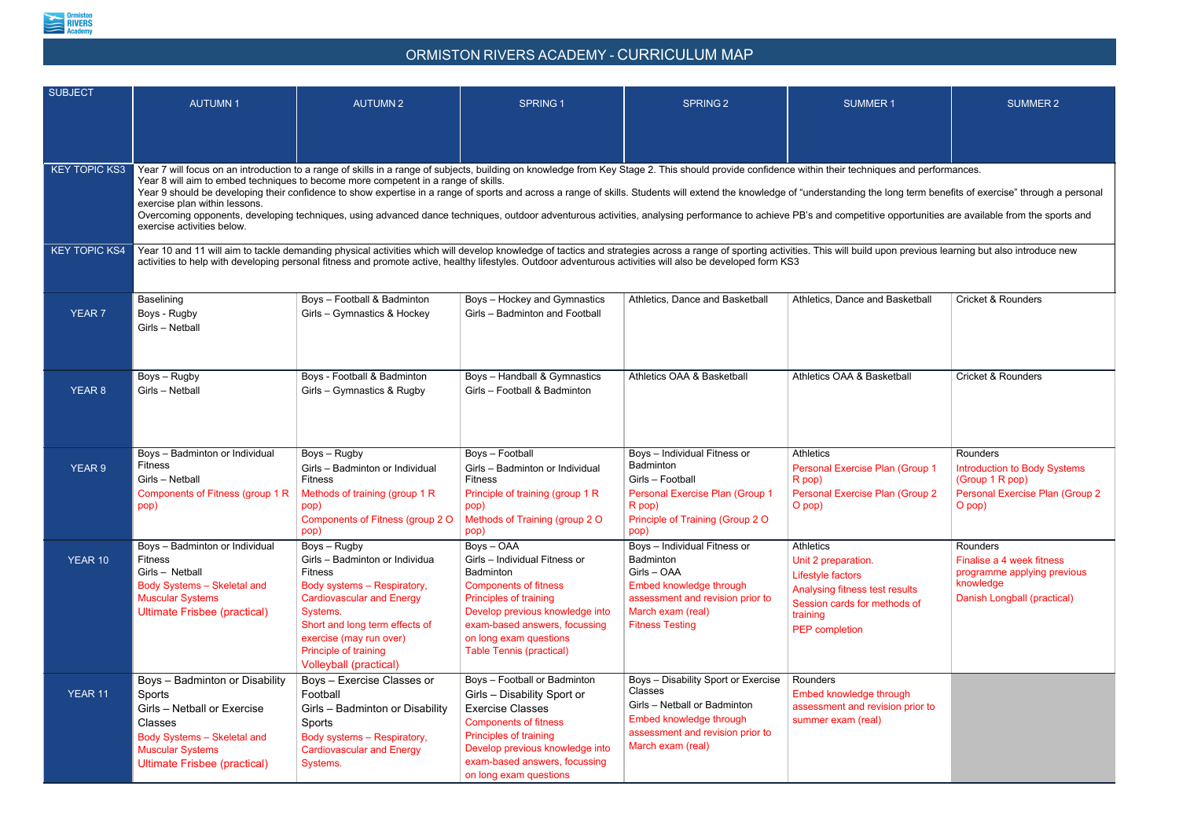# ORMISTON RIVERS ACADEMY - CURRICULUM MAP

| SUBJECT | AUTUMN 1 | AUTUMN 2 | SPRING 1 | SPRING 2 | SUMMER 1 | SUMMER 2 |
|---|---|---|---|---|---|---|
| KEY TOPIC KS3 | Year 7 will focus on an introduction to a range of skills in a range of subjects, building on knowledge from Key Stage 2. This should provide confidence within their techniques and performances.<br>Year 8 will aim to embed techniques to become more competent in a range of skills.<br>Year 9 should be developing their confidence to show expertise in a range of sports and across a range of skills. Students will extend the knowledge of "understanding the long term benefits of exercise" through a personal exercise plan within lessons.<br>Overcoming opponents, developing techniques, using advanced dance techniques, outdoor adventurous activities, analysing performance to achieve PB's and competitive opportunities are available from the sports and exercise activities below. | | | | | |
| KEY TOPIC KS4 | Year 10 and 11 will aim to tackle demanding physical activities which will develop knowledge of tactics and strategies across a range of sporting activities. This will build upon previous learning but also introduce new activities to help with developing personal fitness and promote active, healthy lifestyles. Outdoor adventurous activities will also be developed form KS3 | | | | | |
| YEAR 7 | Baselining<br>Boys - Rugby<br>Girls – Netball | Boys – Football & Badminton<br>Girls – Gymnastics & Hockey | Boys – Hockey and Gymnastics<br>Girls – Badminton and Football | Athletics, Dance and Basketball | Athletics, Dance and Basketball | Cricket & Rounders |
| YEAR 8 | Boys – Rugby<br>Girls – Netball | Boys - Football & Badminton<br>Girls – Gymnastics & Rugby | Boys – Handball & Gymnastics<br>Girls – Football & Badminton | Athletics OAA & Basketball | Athletics OAA & Basketball | Cricket & Rounders |
| YEAR 9 | Boys – Badminton or Individual Fitness<br>Girls – Netball<br>Components of Fitness (group 1 R pop) | Boys – Rugby<br>Girls – Badminton or Individual Fitness<br>Methods of training (group 1 R pop)<br>Components of Fitness (group 2 O pop) | Boys – Football<br>Girls – Badminton or Individual Fitness<br>Principle of training (group 1 R pop)<br>Methods of Training (group 2 O pop) | Boys – Individual Fitness or Badminton<br>Girls – Football<br>Personal Exercise Plan (Group 1 R pop)<br>Principle of Training (Group 2 O pop) | Athletics<br>Personal Exercise Plan (Group 1 R pop)<br>Personal Exercise Plan (Group 2 O pop) | Rounders<br>Introduction to Body Systems (Group 1 R pop)<br>Personal Exercise Plan (Group 2 O pop) |
| YEAR 10 | Boys – Badminton or Individual Fitness<br>Girls – Netball<br>Body Systems – Skeletal and Muscular Systems<br>Ultimate Frisbee (practical) | Boys – Rugby<br>Girls – Badminton or Individua Fitness<br>Body systems – Respiratory, Cardiovascular and Energy Systems.<br>Short and long term effects of exercise (may run over)<br>Principle of training<br>Volleyball (practical) | Boys – OAA<br>Girls – Individual Fitness or Badminton<br>Components of fitness<br>Principles of training<br>Develop previous knowledge into exam-based answers, focussing on long exam questions<br>Table Tennis (practical) | Boys – Individual Fitness or Badminton<br>Girls – OAA<br>Embed knowledge through assessment and revision prior to March exam (real)<br>Fitness Testing | Athletics<br>Unit 2 preparation.<br>Lifestyle factors<br>Analysing fitness test results<br>Session cards for methods of training<br>PEP completion | Rounders<br>Finalise a 4 week fitness programme applying previous knowledge<br>Danish Longball (practical) |
| YEAR 11 | Boys – Badminton or Disability Sports<br>Girls – Netball or Exercise Classes<br>Body Systems – Skeletal and Muscular Systems<br>Ultimate Frisbee (practical) | Boys – Exercise Classes or Football<br>Girls – Badminton or Disability Sports<br>Body systems – Respiratory, Cardiovascular and Energy Systems. | Boys – Football or Badminton<br>Girls – Disability Sport or Exercise Classes<br>Components of fitness<br>Principles of training<br>Develop previous knowledge into exam-based answers, focussing on long exam questions | Boys – Disability Sport or Exercise Classes<br>Girls – Netball or Badminton<br>Embed knowledge through assessment and revision prior to March exam (real) | Rounders<br>Embed knowledge through assessment and revision prior to summer exam (real) | |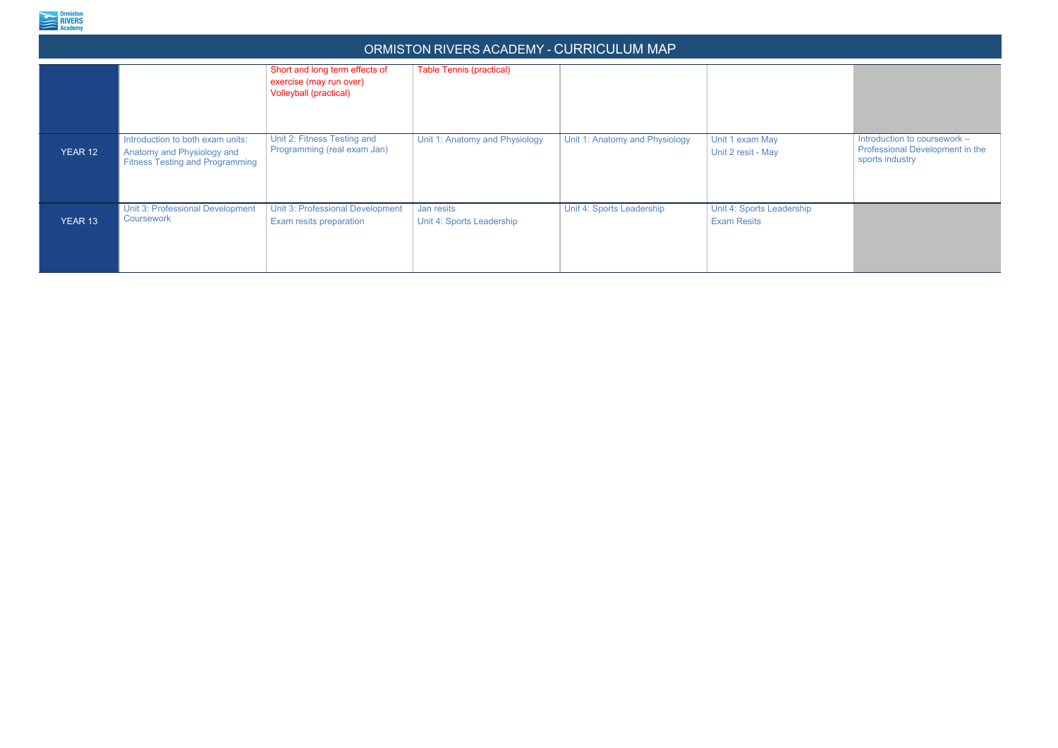# ORMISTON RIVERS ACADEMY - CURRICULUM MAP

| | | | | | | |
|---|---|---|---|---|---|---|
| | | Short and long term effects of exercise (may run over)<br>Volleyball (practical) | Table Tennis (practical) | | | |
| YEAR 12 | Introduction to both exam units:<br>Anatomy and Physiology and Fitness Testing and Programming | Unit 2: Fitness Testing and Programming (real exam Jan) | Unit 1: Anatomy and Physiology | Unit 1: Anatomy and Physiology | Unit 1 exam May<br>Unit 2 resit - May | Introduction to coursework – Professional Development in the sports industry |
| YEAR 13 | Unit 3: Professional Development Coursework | Unit 3: Professional Development<br>Exam resits preparation | Jan resits<br>Unit 4: Sports Leadership | Unit 4: Sports Leadership | Unit 4: Sports Leadership<br>Exam Resits | |